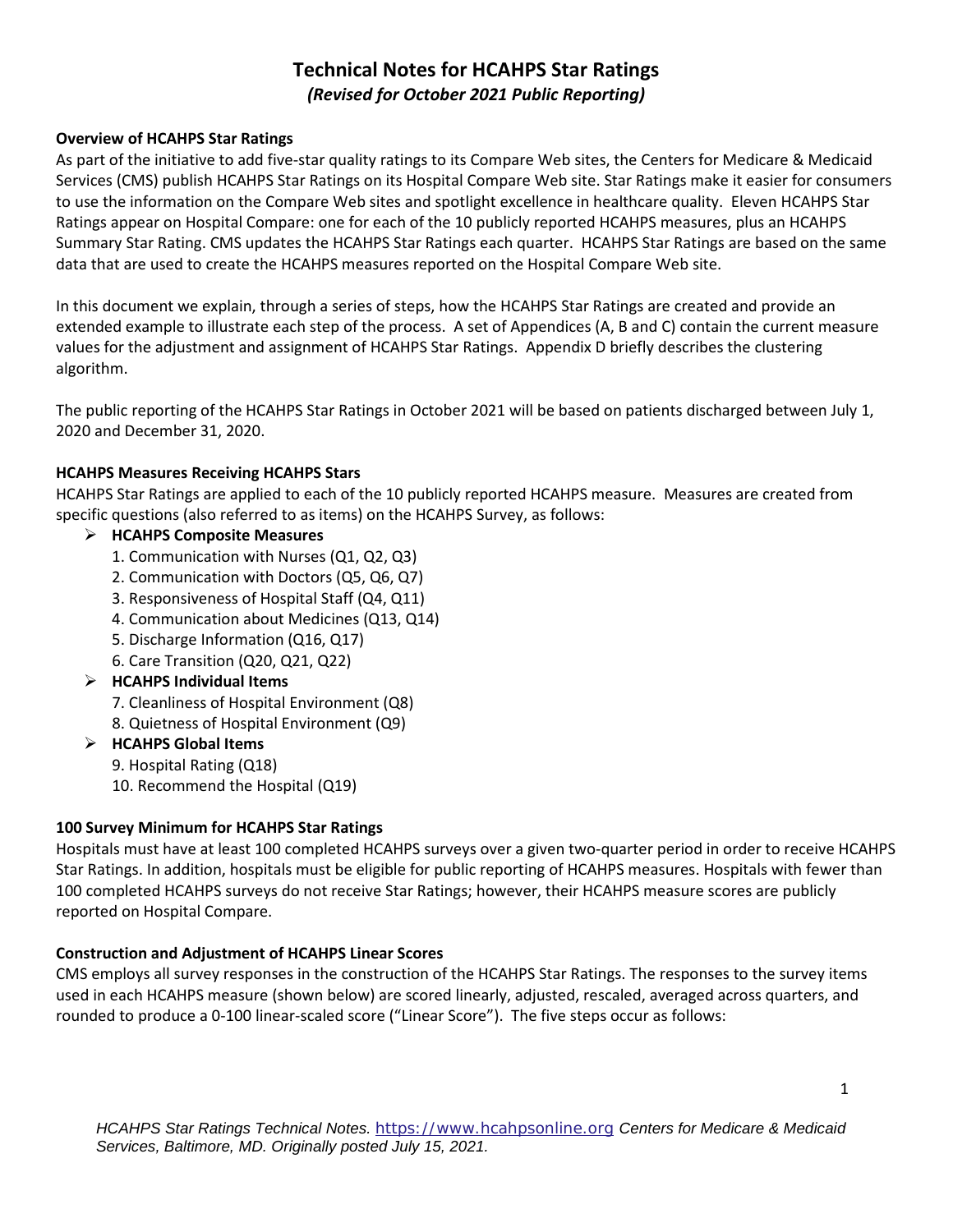# Technical Notes for HCAHPS Star Ratings

*(Revised for October 2021 Public Reporting)*

**Overview of HCAHPS Star Ratings**

As part of the initiative to add five-star quality ratings to its Compare Web sites, the Centers for Medicare & Medicaid Services (CMS) publish HCAHPS Star Ratings on its Hospital Compare Web site. Star Ratings make it easier for consumers to use the information on the Compare Web sites and spotlight excellence in healthcare quality. Eleven HCAHPS Star Ratings appear on Hospital Compare: one for each of the 10 publicly reported HCAHPS measures, plus an HCAHPS Summary Star Rating. CMS updates the HCAHPS Star Ratings each quarter. HCAHPS Star Ratings are based on the same data that are used to create the HCAHPS measures reported on the Hospital Compare Web site.

In this document we explain, through a series of steps, how the HCAHPS Star Ratings are created and provide an extended example to illustrate each step of the process. A set of Appendices (A, B and C) contain the current measure values for the adjustment and assignment of HCAHPS Star Ratings. Appendix D briefly describes the clustering algorithm.

The public reporting of the HCAHPS Star Ratings in October 2021 will be based on patients discharged between July 1, 2020 and December 31, 2020.

**HCAHPS Measures Receiving HCAHPS Stars**

HCAHPS Star Ratings are applied to each of the 10 publicly reported HCAHPS measure. Measures are created from specific questions (also referred to as items) on the HCAHPS Survey, as follows:

- **HCAHPS Composite Measures**
  1. Communication with Nurses (Q1, Q2, Q3)
  2. Communication with Doctors (Q5, Q6, Q7)
  3. Responsiveness of Hospital Staff (Q4, Q11)
  4. Communication about Medicines (Q13, Q14)
  5. Discharge Information (Q16, Q17)
  6. Care Transition (Q20, Q21, Q22)
- **HCAHPS Individual Items**
  7. Cleanliness of Hospital Environment (Q8)
  8. Quietness of Hospital Environment (Q9)
- **HCAHPS Global Items**
  9. Hospital Rating (Q18)
  10. Recommend the Hospital (Q19)

**100 Survey Minimum for HCAHPS Star Ratings**

Hospitals must have at least 100 completed HCAHPS surveys over a given two-quarter period in order to receive HCAHPS Star Ratings. In addition, hospitals must be eligible for public reporting of HCAHPS measures. Hospitals with fewer than 100 completed HCAHPS surveys do not receive Star Ratings; however, their HCAHPS measure scores are publicly reported on Hospital Compare.

**Construction and Adjustment of HCAHPS Linear Scores**

CMS employs all survey responses in the construction of the HCAHPS Star Ratings. The responses to the survey items used in each HCAHPS measure (shown below) are scored linearly, adjusted, rescaled, averaged across quarters, and rounded to produce a 0-100 linear-scaled score ("Linear Score"). The five steps occur as follows: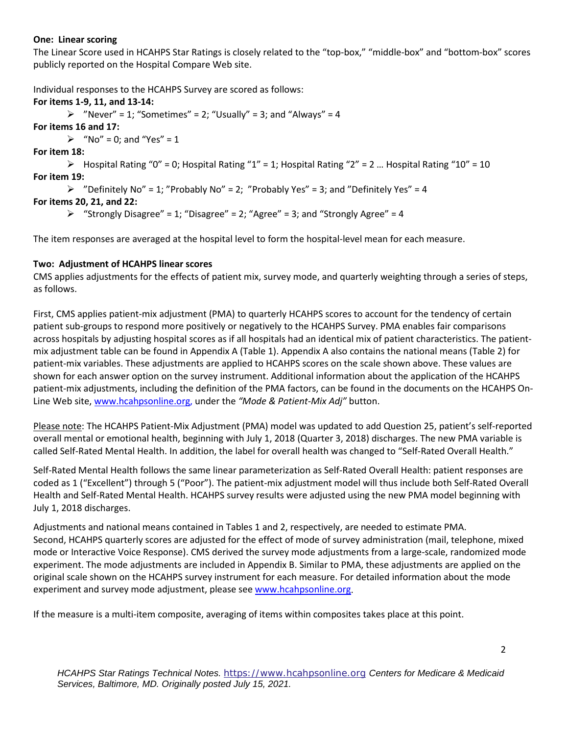**One: Linear scoring**

The Linear Score used in HCAHPS Star Ratings is closely related to the "top-box," "middle-box" and "bottom-box" scores publicly reported on the Hospital Compare Web site.

Individual responses to the HCAHPS Survey are scored as follows:

**For items 1-9, 11, and 13-14:**

- "Never" = 1; "Sometimes" = 2; "Usually" = 3; and "Always" = 4

**For items 16 and 17:**

- "No" = 0; and "Yes" = 1

**For item 18:**

- Hospital Rating "0" = 0; Hospital Rating "1" = 1; Hospital Rating "2" = 2 … Hospital Rating "10" = 10

**For item 19:**

- "Definitely No" = 1; "Probably No" = 2; "Probably Yes" = 3; and "Definitely Yes" = 4

**For items 20, 21, and 22:**

- "Strongly Disagree" = 1; "Disagree" = 2; "Agree" = 3; and "Strongly Agree" = 4

The item responses are averaged at the hospital level to form the hospital-level mean for each measure.

**Two: Adjustment of HCAHPS linear scores**

CMS applies adjustments for the effects of patient mix, survey mode, and quarterly weighting through a series of steps, as follows.

First, CMS applies patient-mix adjustment (PMA) to quarterly HCAHPS scores to account for the tendency of certain patient sub-groups to respond more positively or negatively to the HCAHPS Survey. PMA enables fair comparisons across hospitals by adjusting hospital scores as if all hospitals had an identical mix of patient characteristics. The patient-mix adjustment table can be found in Appendix A (Table 1). Appendix A also contains the national means (Table 2) for patient-mix variables. These adjustments are applied to HCAHPS scores on the scale shown above. These values are shown for each answer option on the survey instrument. Additional information about the application of the HCAHPS patient-mix adjustments, including the definition of the PMA factors, can be found in the documents on the HCAHPS On-Line Web site, www.hcahpsonline.org, under the *"Mode & Patient-Mix Adj"* button.

Please note: The HCAHPS Patient-Mix Adjustment (PMA) model was updated to add Question 25, patient's self-reported overall mental or emotional health, beginning with July 1, 2018 (Quarter 3, 2018) discharges. The new PMA variable is called Self-Rated Mental Health. In addition, the label for overall health was changed to "Self-Rated Overall Health."

Self-Rated Mental Health follows the same linear parameterization as Self-Rated Overall Health: patient responses are coded as 1 ("Excellent") through 5 ("Poor"). The patient-mix adjustment model will thus include both Self-Rated Overall Health and Self-Rated Mental Health. HCAHPS survey results were adjusted using the new PMA model beginning with July 1, 2018 discharges.

Adjustments and national means contained in Tables 1 and 2, respectively, are needed to estimate PMA.
Second, HCAHPS quarterly scores are adjusted for the effect of mode of survey administration (mail, telephone, mixed mode or Interactive Voice Response). CMS derived the survey mode adjustments from a large-scale, randomized mode experiment. The mode adjustments are included in Appendix B. Similar to PMA, these adjustments are applied on the original scale shown on the HCAHPS survey instrument for each measure. For detailed information about the mode experiment and survey mode adjustment, please see www.hcahpsonline.org.

If the measure is a multi-item composite, averaging of items within composites takes place at this point.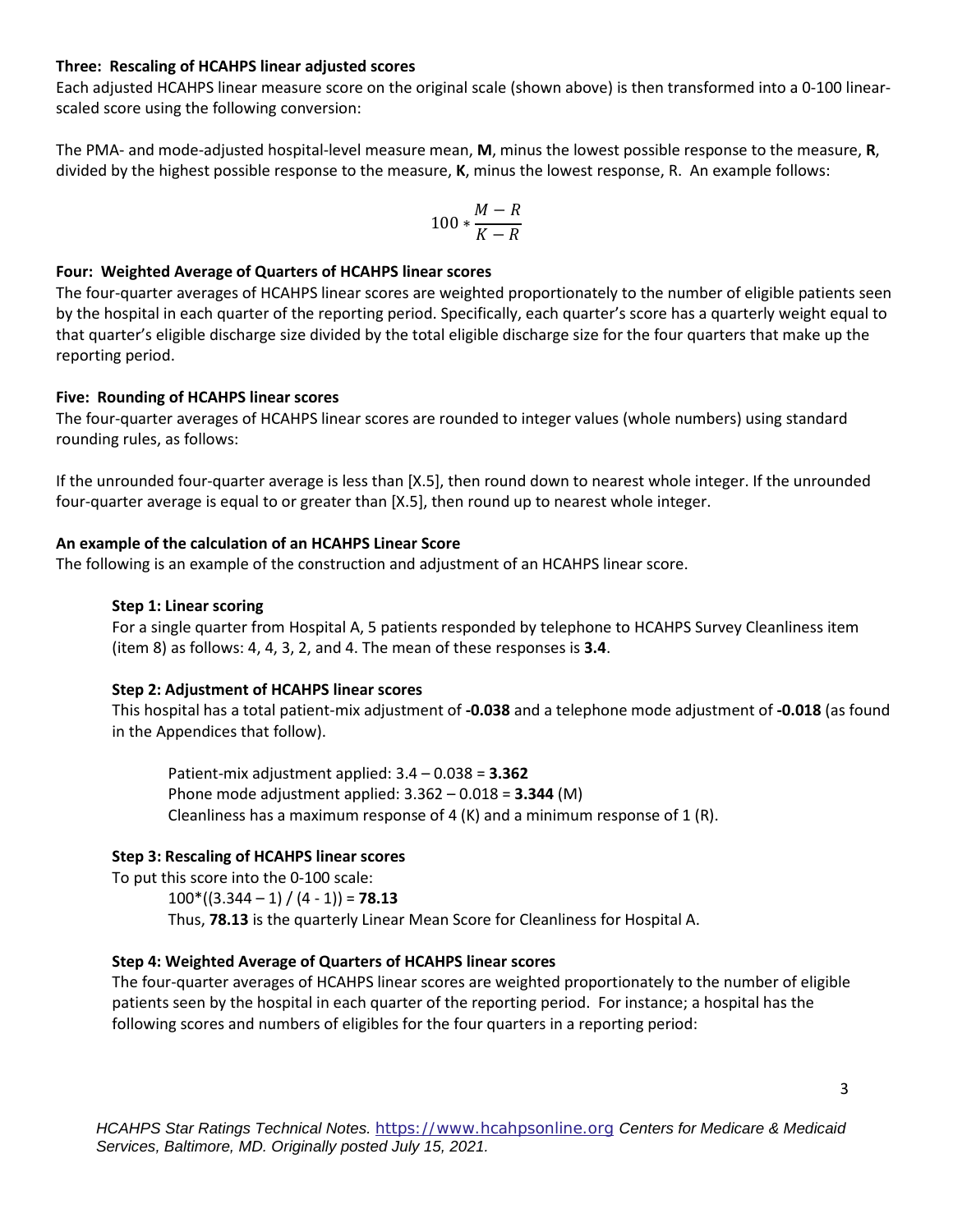**Three: Rescaling of HCAHPS linear adjusted scores**

Each adjusted HCAHPS linear measure score on the original scale (shown above) is then transformed into a 0-100 linear-scaled score using the following conversion:

The PMA- and mode-adjusted hospital-level measure mean, **M**, minus the lowest possible response to the measure, **R**, divided by the highest possible response to the measure, **K**, minus the lowest response, R. An example follows:

$$100 * \frac{M - R}{K - R}$$

**Four: Weighted Average of Quarters of HCAHPS linear scores**

The four-quarter averages of HCAHPS linear scores are weighted proportionately to the number of eligible patients seen by the hospital in each quarter of the reporting period. Specifically, each quarter's score has a quarterly weight equal to that quarter's eligible discharge size divided by the total eligible discharge size for the four quarters that make up the reporting period.

**Five: Rounding of HCAHPS linear scores**

The four-quarter averages of HCAHPS linear scores are rounded to integer values (whole numbers) using standard rounding rules, as follows:

If the unrounded four-quarter average is less than [X.5], then round down to nearest whole integer. If the unrounded four-quarter average is equal to or greater than [X.5], then round up to nearest whole integer.

**An example of the calculation of an HCAHPS Linear Score**

The following is an example of the construction and adjustment of an HCAHPS linear score.

**Step 1: Linear scoring**

For a single quarter from Hospital A, 5 patients responded by telephone to HCAHPS Survey Cleanliness item (item 8) as follows: 4, 4, 3, 2, and 4. The mean of these responses is **3.4**.

**Step 2: Adjustment of HCAHPS linear scores**

This hospital has a total patient-mix adjustment of **-0.038** and a telephone mode adjustment of **-0.018** (as found in the Appendices that follow).

Patient-mix adjustment applied: 3.4 – 0.038 = **3.362**
Phone mode adjustment applied: 3.362 – 0.018 = **3.344** (M)
Cleanliness has a maximum response of 4 (K) and a minimum response of 1 (R).

**Step 3: Rescaling of HCAHPS linear scores**

To put this score into the 0-100 scale:

$100*((3.344 - 1) / (4 - 1))$ = **78.13**
Thus, **78.13** is the quarterly Linear Mean Score for Cleanliness for Hospital A.

**Step 4: Weighted Average of Quarters of HCAHPS linear scores**

The four-quarter averages of HCAHPS linear scores are weighted proportionately to the number of eligible patients seen by the hospital in each quarter of the reporting period. For instance; a hospital has the following scores and numbers of eligibles for the four quarters in a reporting period: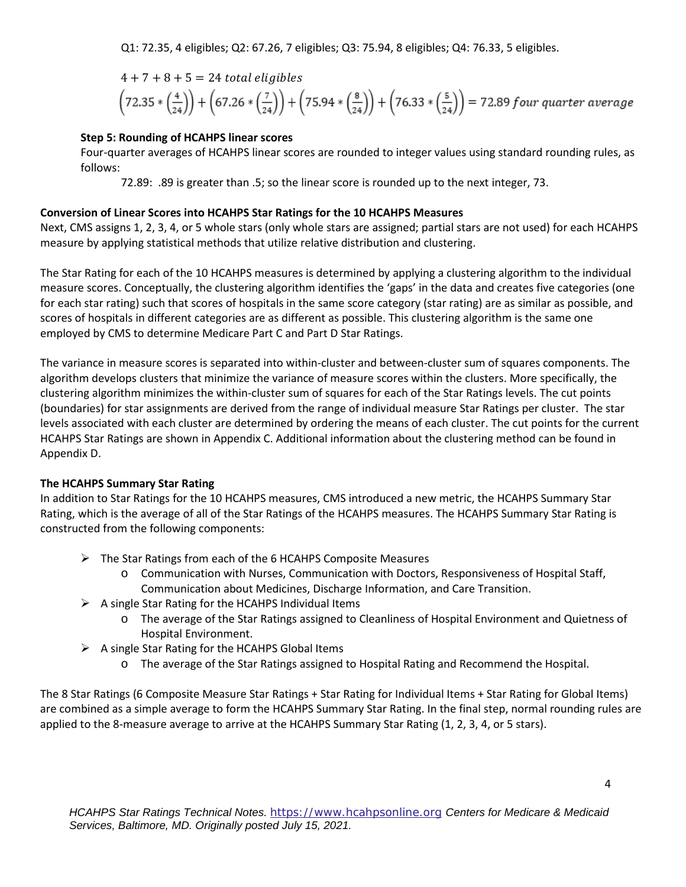Q1: 72.35, 4 eligibles; Q2: 67.26, 7 eligibles; Q3: 75.94, 8 eligibles; Q4: 76.33, 5 eligibles.

$$4 + 7 + 8 + 5 = 24 \ total \ eligibles$$

$$\left(72.35 * \left(\frac{4}{24}\right)\right) + \left(67.26 * \left(\frac{7}{24}\right)\right) + \left(75.94 * \left(\frac{8}{24}\right)\right) + \left(76.33 * \left(\frac{5}{24}\right)\right) = 72.89 \ four \ quarter \ average$$

**Step 5: Rounding of HCAHPS linear scores**

Four-quarter averages of HCAHPS linear scores are rounded to integer values using standard rounding rules, as follows:

72.89: .89 is greater than .5; so the linear score is rounded up to the next integer, 73.

**Conversion of Linear Scores into HCAHPS Star Ratings for the 10 HCAHPS Measures**

Next, CMS assigns 1, 2, 3, 4, or 5 whole stars (only whole stars are assigned; partial stars are not used) for each HCAHPS measure by applying statistical methods that utilize relative distribution and clustering.

The Star Rating for each of the 10 HCAHPS measures is determined by applying a clustering algorithm to the individual measure scores. Conceptually, the clustering algorithm identifies the 'gaps' in the data and creates five categories (one for each star rating) such that scores of hospitals in the same score category (star rating) are as similar as possible, and scores of hospitals in different categories are as different as possible. This clustering algorithm is the same one employed by CMS to determine Medicare Part C and Part D Star Ratings.

The variance in measure scores is separated into within-cluster and between-cluster sum of squares components. The algorithm develops clusters that minimize the variance of measure scores within the clusters. More specifically, the clustering algorithm minimizes the within-cluster sum of squares for each of the Star Ratings levels. The cut points (boundaries) for star assignments are derived from the range of individual measure Star Ratings per cluster. The star levels associated with each cluster are determined by ordering the means of each cluster. The cut points for the current HCAHPS Star Ratings are shown in Appendix C. Additional information about the clustering method can be found in Appendix D.

**The HCAHPS Summary Star Rating**

In addition to Star Ratings for the 10 HCAHPS measures, CMS introduced a new metric, the HCAHPS Summary Star Rating, which is the average of all of the Star Ratings of the HCAHPS measures. The HCAHPS Summary Star Rating is constructed from the following components:

- The Star Ratings from each of the 6 HCAHPS Composite Measures
  - Communication with Nurses, Communication with Doctors, Responsiveness of Hospital Staff, Communication about Medicines, Discharge Information, and Care Transition.
- A single Star Rating for the HCAHPS Individual Items
  - The average of the Star Ratings assigned to Cleanliness of Hospital Environment and Quietness of Hospital Environment.
- A single Star Rating for the HCAHPS Global Items
  - The average of the Star Ratings assigned to Hospital Rating and Recommend the Hospital.

The 8 Star Ratings (6 Composite Measure Star Ratings + Star Rating for Individual Items + Star Rating for Global Items) are combined as a simple average to form the HCAHPS Summary Star Rating. In the final step, normal rounding rules are applied to the 8-measure average to arrive at the HCAHPS Summary Star Rating (1, 2, 3, 4, or 5 stars).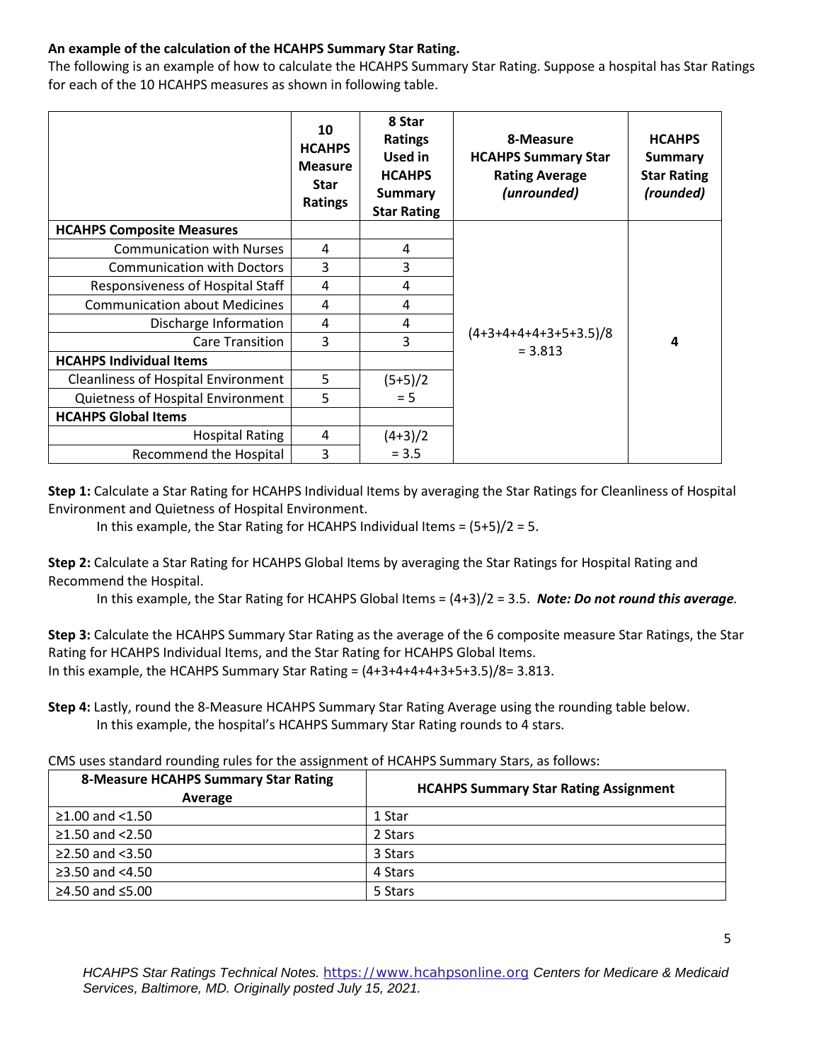**An example of the calculation of the HCAHPS Summary Star Rating.**

The following is an example of how to calculate the HCAHPS Summary Star Rating. Suppose a hospital has Star Ratings for each of the 10 HCAHPS measures as shown in following table.

| | 10 HCAHPS Measure Star Ratings | 8 Star Ratings Used in HCAHPS Summary Star Rating | 8-Measure HCAHPS Summary Star Rating Average *(unrounded)* | HCAHPS Summary Star Rating *(rounded)* |
|---|---|---|---|---|
| **HCAHPS Composite Measures** | | | (4+3+4+4+4+3+5+3.5)/8 = 3.813 | 4 |
| Communication with Nurses | 4 | 4 | | |
| Communication with Doctors | 3 | 3 | | |
| Responsiveness of Hospital Staff | 4 | 4 | | |
| Communication about Medicines | 4 | 4 | | |
| Discharge Information | 4 | 4 | | |
| Care Transition | 3 | 3 | | |
| **HCAHPS Individual Items** | | | | |
| Cleanliness of Hospital Environment | 5 | (5+5)/2 = 5 | | |
| Quietness of Hospital Environment | 5 | | | |
| **HCAHPS Global Items** | | | | |
| Hospital Rating | 4 | (4+3)/2 = 3.5 | | |
| Recommend the Hospital | 3 | | | |

**Step 1:** Calculate a Star Rating for HCAHPS Individual Items by averaging the Star Ratings for Cleanliness of Hospital Environment and Quietness of Hospital Environment.

In this example, the Star Rating for HCAHPS Individual Items = (5+5)/2 = 5.

**Step 2:** Calculate a Star Rating for HCAHPS Global Items by averaging the Star Ratings for Hospital Rating and Recommend the Hospital.

In this example, the Star Rating for HCAHPS Global Items = (4+3)/2 = 3.5. ***Note: Do not round this average.***

**Step 3:** Calculate the HCAHPS Summary Star Rating as the average of the 6 composite measure Star Ratings, the Star Rating for HCAHPS Individual Items, and the Star Rating for HCAHPS Global Items.
In this example, the HCAHPS Summary Star Rating = (4+3+4+4+4+3+5+3.5)/8= 3.813.

**Step 4:** Lastly, round the 8-Measure HCAHPS Summary Star Rating Average using the rounding table below.
In this example, the hospital's HCAHPS Summary Star Rating rounds to 4 stars.

CMS uses standard rounding rules for the assignment of HCAHPS Summary Stars, as follows:

| 8-Measure HCAHPS Summary Star Rating Average | HCAHPS Summary Star Rating Assignment |
|---|---|
| ≥1.00 and <1.50 | 1 Star |
| ≥1.50 and <2.50 | 2 Stars |
| ≥2.50 and <3.50 | 3 Stars |
| ≥3.50 and <4.50 | 4 Stars |
| ≥4.50 and ≤5.00 | 5 Stars |

*HCAHPS Star Ratings Technical Notes.* https://www.hcahpsonline.org *Centers for Medicare & Medicaid Services, Baltimore, MD. Originally posted July 15, 2021.*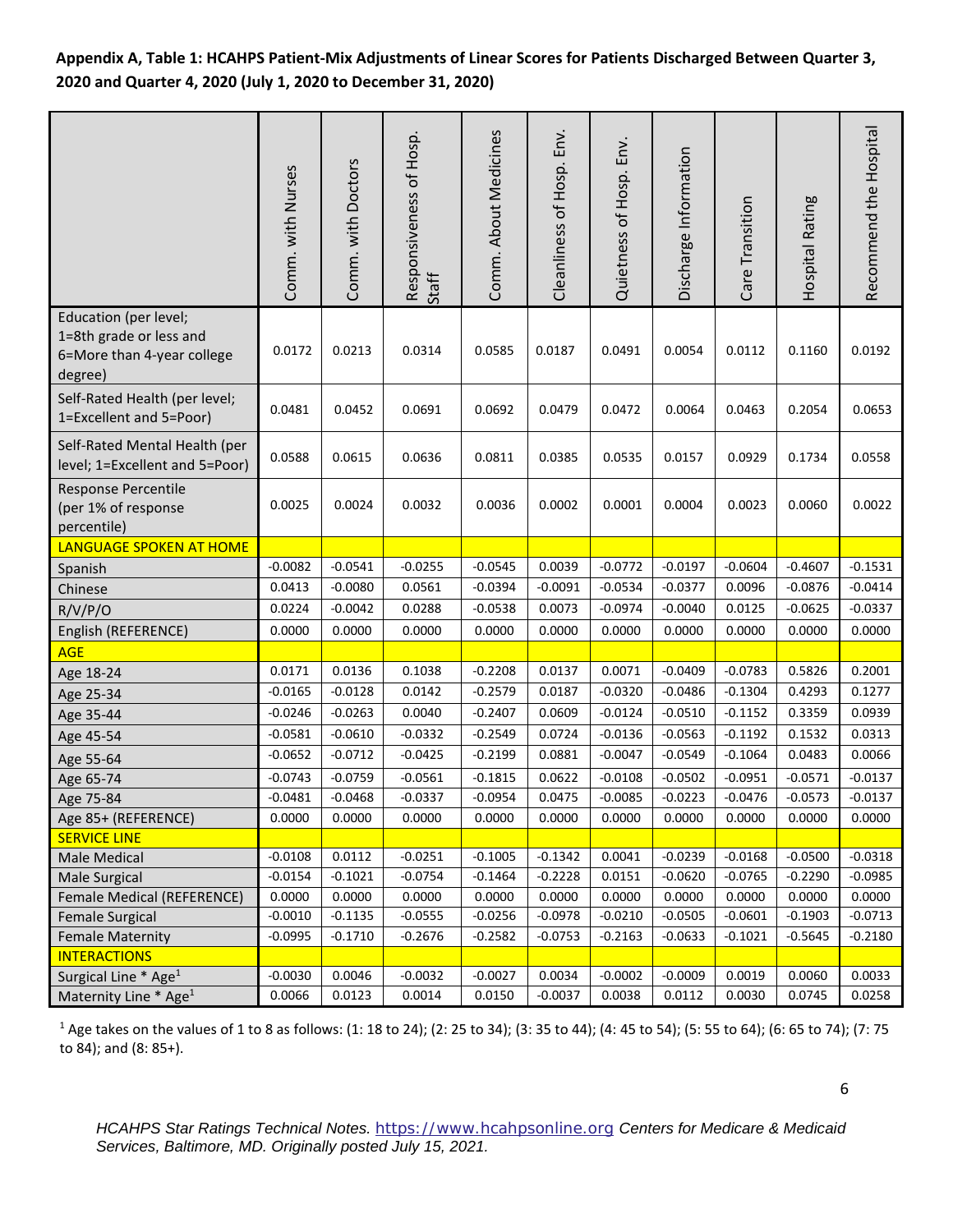**Appendix A, Table 1: HCAHPS Patient-Mix Adjustments of Linear Scores for Patients Discharged Between Quarter 3, 2020 and Quarter 4, 2020 (July 1, 2020 to December 31, 2020)**

| | Comm. with Nurses | Comm. with Doctors | Responsiveness of Hosp. Staff | Comm. About Medicines | Cleanliness of Hosp. Env. | Quietness of Hosp. Env. | Discharge Information | Care Transition | Hospital Rating | Recommend the Hospital |
|---|---|---|---|---|---|---|---|---|---|---|
| Education (per level; 1=8th grade or less and 6=More than 4-year college degree) | 0.0172 | 0.0213 | 0.0314 | 0.0585 | 0.0187 | 0.0491 | 0.0054 | 0.0112 | 0.1160 | 0.0192 |
| Self-Rated Health (per level; 1=Excellent and 5=Poor) | 0.0481 | 0.0452 | 0.0691 | 0.0692 | 0.0479 | 0.0472 | 0.0064 | 0.0463 | 0.2054 | 0.0653 |
| Self-Rated Mental Health (per level; 1=Excellent and 5=Poor) | 0.0588 | 0.0615 | 0.0636 | 0.0811 | 0.0385 | 0.0535 | 0.0157 | 0.0929 | 0.1734 | 0.0558 |
| Response Percentile (per 1% of response percentile) | 0.0025 | 0.0024 | 0.0032 | 0.0036 | 0.0002 | 0.0001 | 0.0004 | 0.0023 | 0.0060 | 0.0022 |
| LANGUAGE SPOKEN AT HOME | | | | | | | | | | |
| Spanish | -0.0082 | -0.0541 | -0.0255 | -0.0545 | 0.0039 | -0.0772 | -0.0197 | -0.0604 | -0.4607 | -0.1531 |
| Chinese | 0.0413 | -0.0080 | 0.0561 | -0.0394 | -0.0091 | -0.0534 | -0.0377 | 0.0096 | -0.0876 | -0.0414 |
| R/V/P/O | 0.0224 | -0.0042 | 0.0288 | -0.0538 | 0.0073 | -0.0974 | -0.0040 | 0.0125 | -0.0625 | -0.0337 |
| English (REFERENCE) | 0.0000 | 0.0000 | 0.0000 | 0.0000 | 0.0000 | 0.0000 | 0.0000 | 0.0000 | 0.0000 | 0.0000 |
| AGE | | | | | | | | | | |
| Age 18-24 | 0.0171 | 0.0136 | 0.1038 | -0.2208 | 0.0137 | 0.0071 | -0.0409 | -0.0783 | 0.5826 | 0.2001 |
| Age 25-34 | -0.0165 | -0.0128 | 0.0142 | -0.2579 | 0.0187 | -0.0320 | -0.0486 | -0.1304 | 0.4293 | 0.1277 |
| Age 35-44 | -0.0246 | -0.0263 | 0.0040 | -0.2407 | 0.0609 | -0.0124 | -0.0510 | -0.1152 | 0.3359 | 0.0939 |
| Age 45-54 | -0.0581 | -0.0610 | -0.0332 | -0.2549 | 0.0724 | -0.0136 | -0.0563 | -0.1192 | 0.1532 | 0.0313 |
| Age 55-64 | -0.0652 | -0.0712 | -0.0425 | -0.2199 | 0.0881 | -0.0047 | -0.0549 | -0.1064 | 0.0483 | 0.0066 |
| Age 65-74 | -0.0743 | -0.0759 | -0.0561 | -0.1815 | 0.0622 | -0.0108 | -0.0502 | -0.0951 | -0.0571 | -0.0137 |
| Age 75-84 | -0.0481 | -0.0468 | -0.0337 | -0.0954 | 0.0475 | -0.0085 | -0.0223 | -0.0476 | -0.0573 | -0.0137 |
| Age 85+ (REFERENCE) | 0.0000 | 0.0000 | 0.0000 | 0.0000 | 0.0000 | 0.0000 | 0.0000 | 0.0000 | 0.0000 | 0.0000 |
| SERVICE LINE | | | | | | | | | | |
| Male Medical | -0.0108 | 0.0112 | -0.0251 | -0.1005 | -0.1342 | 0.0041 | -0.0239 | -0.0168 | -0.0500 | -0.0318 |
| Male Surgical | -0.0154 | -0.1021 | -0.0754 | -0.1464 | -0.2228 | 0.0151 | -0.0620 | -0.0765 | -0.2290 | -0.0985 |
| Female Medical (REFERENCE) | 0.0000 | 0.0000 | 0.0000 | 0.0000 | 0.0000 | 0.0000 | 0.0000 | 0.0000 | 0.0000 | 0.0000 |
| Female Surgical | -0.0010 | -0.1135 | -0.0555 | -0.0256 | -0.0978 | -0.0210 | -0.0505 | -0.0601 | -0.1903 | -0.0713 |
| Female Maternity | -0.0995 | -0.1710 | -0.2676 | -0.2582 | -0.0753 | -0.2163 | -0.0633 | -0.1021 | -0.5645 | -0.2180 |
| INTERACTIONS | | | | | | | | | | |
| Surgical Line * Age[1] | -0.0030 | 0.0046 | -0.0032 | -0.0027 | 0.0034 | -0.0002 | -0.0009 | 0.0019 | 0.0060 | 0.0033 |
| Maternity Line * Age[1] | 0.0066 | 0.0123 | 0.0014 | 0.0150 | -0.0037 | 0.0038 | 0.0112 | 0.0030 | 0.0745 | 0.0258 |

[1] Age takes on the values of 1 to 8 as follows: (1: 18 to 24); (2: 25 to 34); (3: 35 to 44); (4: 45 to 54); (5: 55 to 64); (6: 65 to 74); (7: 75 to 84); and (8: 85+).

*HCAHPS Star Ratings Technical Notes.* https://www.hcahpsonline.org *Centers for Medicare & Medicaid Services, Baltimore, MD. Originally posted July 15, 2021.*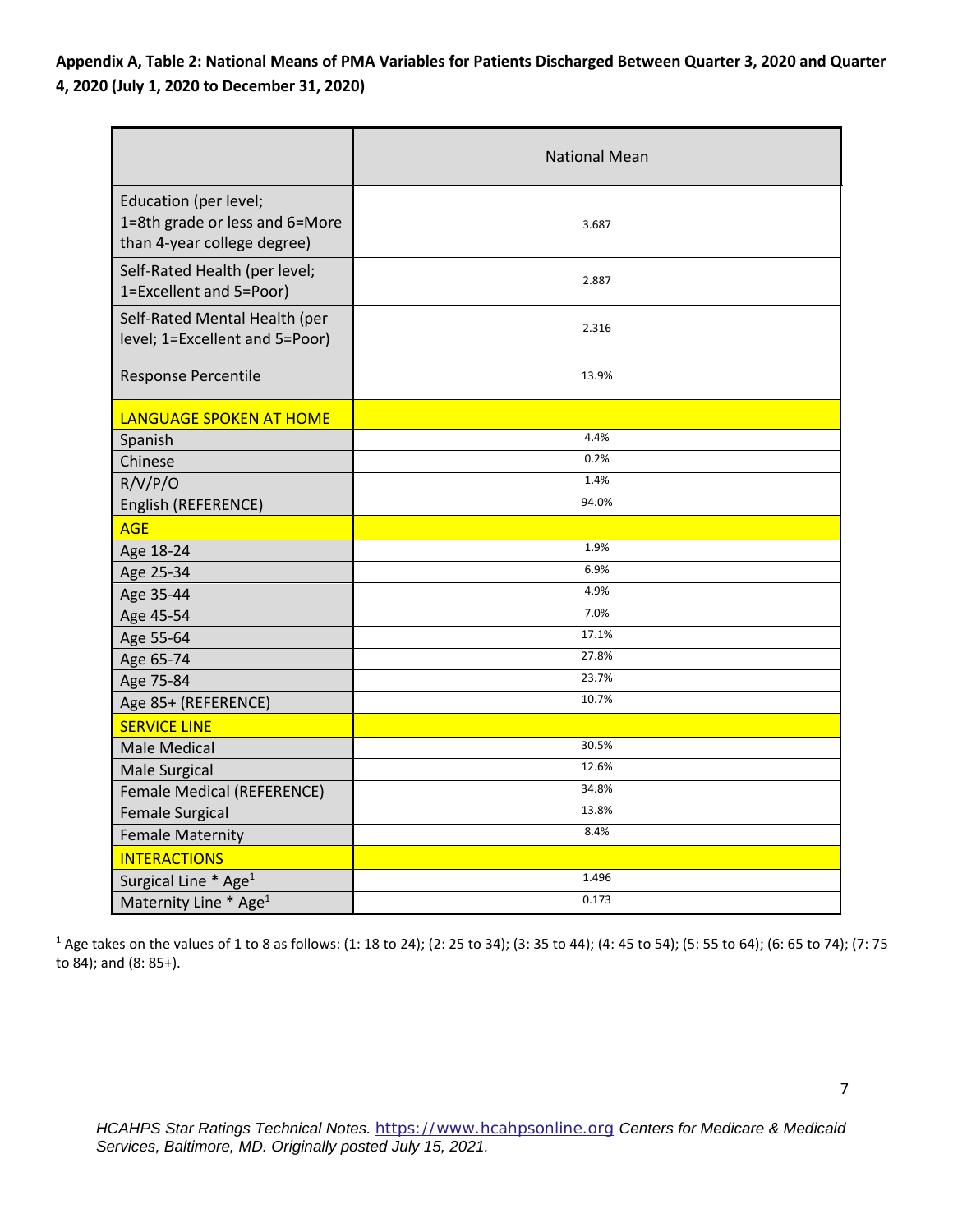**Appendix A, Table 2: National Means of PMA Variables for Patients Discharged Between Quarter 3, 2020 and Quarter 4, 2020 (July 1, 2020 to December 31, 2020)**

| | National Mean |
|---|---|
| Education (per level; 1=8th grade or less and 6=More than 4-year college degree) | 3.687 |
| Self-Rated Health (per level; 1=Excellent and 5=Poor) | 2.887 |
| Self-Rated Mental Health (per level; 1=Excellent and 5=Poor) | 2.316 |
| Response Percentile | 13.9% |
| **LANGUAGE SPOKEN AT HOME** | |
| Spanish | 4.4% |
| Chinese | 0.2% |
| R/V/P/O | 1.4% |
| English (REFERENCE) | 94.0% |
| **AGE** | |
| Age 18-24 | 1.9% |
| Age 25-34 | 6.9% |
| Age 35-44 | 4.9% |
| Age 45-54 | 7.0% |
| Age 55-64 | 17.1% |
| Age 65-74 | 27.8% |
| Age 75-84 | 23.7% |
| Age 85+ (REFERENCE) | 10.7% |
| **SERVICE LINE** | |
| Male Medical | 30.5% |
| Male Surgical | 12.6% |
| Female Medical (REFERENCE) | 34.8% |
| Female Surgical | 13.8% |
| Female Maternity | 8.4% |
| **INTERACTIONS** | |
| Surgical Line * Age[1] | 1.496 |
| Maternity Line * Age[1] | 0.173 |

[1] Age takes on the values of 1 to 8 as follows: (1: 18 to 24); (2: 25 to 34); (3: 35 to 44); (4: 45 to 54); (5: 55 to 64); (6: 65 to 74); (7: 75 to 84); and (8: 85+).

*HCAHPS Star Ratings Technical Notes.* https://www.hcahpsonline.org *Centers for Medicare & Medicaid Services, Baltimore, MD. Originally posted July 15, 2021.*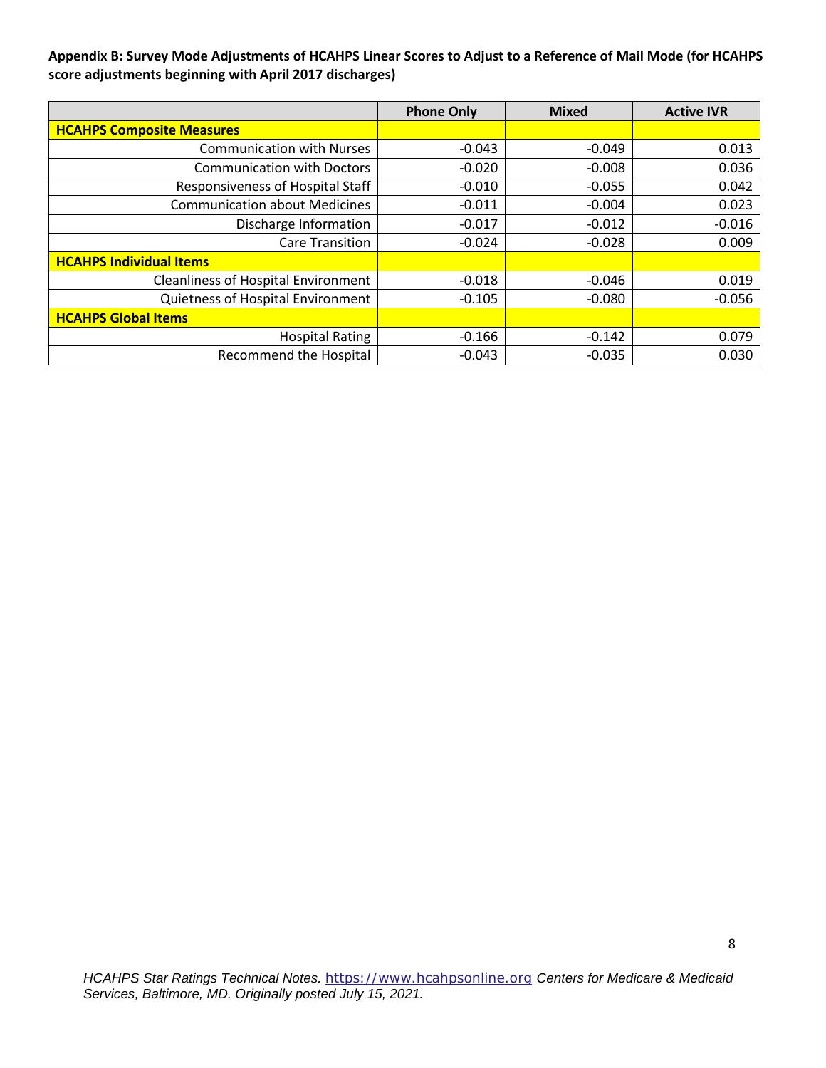**Appendix B: Survey Mode Adjustments of HCAHPS Linear Scores to Adjust to a Reference of Mail Mode (for HCAHPS score adjustments beginning with April 2017 discharges)**

| | Phone Only | Mixed | Active IVR |
|---|---|---|---|
| **HCAHPS Composite Measures** | | | |
| Communication with Nurses | -0.043 | -0.049 | 0.013 |
| Communication with Doctors | -0.020 | -0.008 | 0.036 |
| Responsiveness of Hospital Staff | -0.010 | -0.055 | 0.042 |
| Communication about Medicines | -0.011 | -0.004 | 0.023 |
| Discharge Information | -0.017 | -0.012 | -0.016 |
| Care Transition | -0.024 | -0.028 | 0.009 |
| **HCAHPS Individual Items** | | | |
| Cleanliness of Hospital Environment | -0.018 | -0.046 | 0.019 |
| Quietness of Hospital Environment | -0.105 | -0.080 | -0.056 |
| **HCAHPS Global Items** | | | |
| Hospital Rating | -0.166 | -0.142 | 0.079 |
| Recommend the Hospital | -0.043 | -0.035 | 0.030 |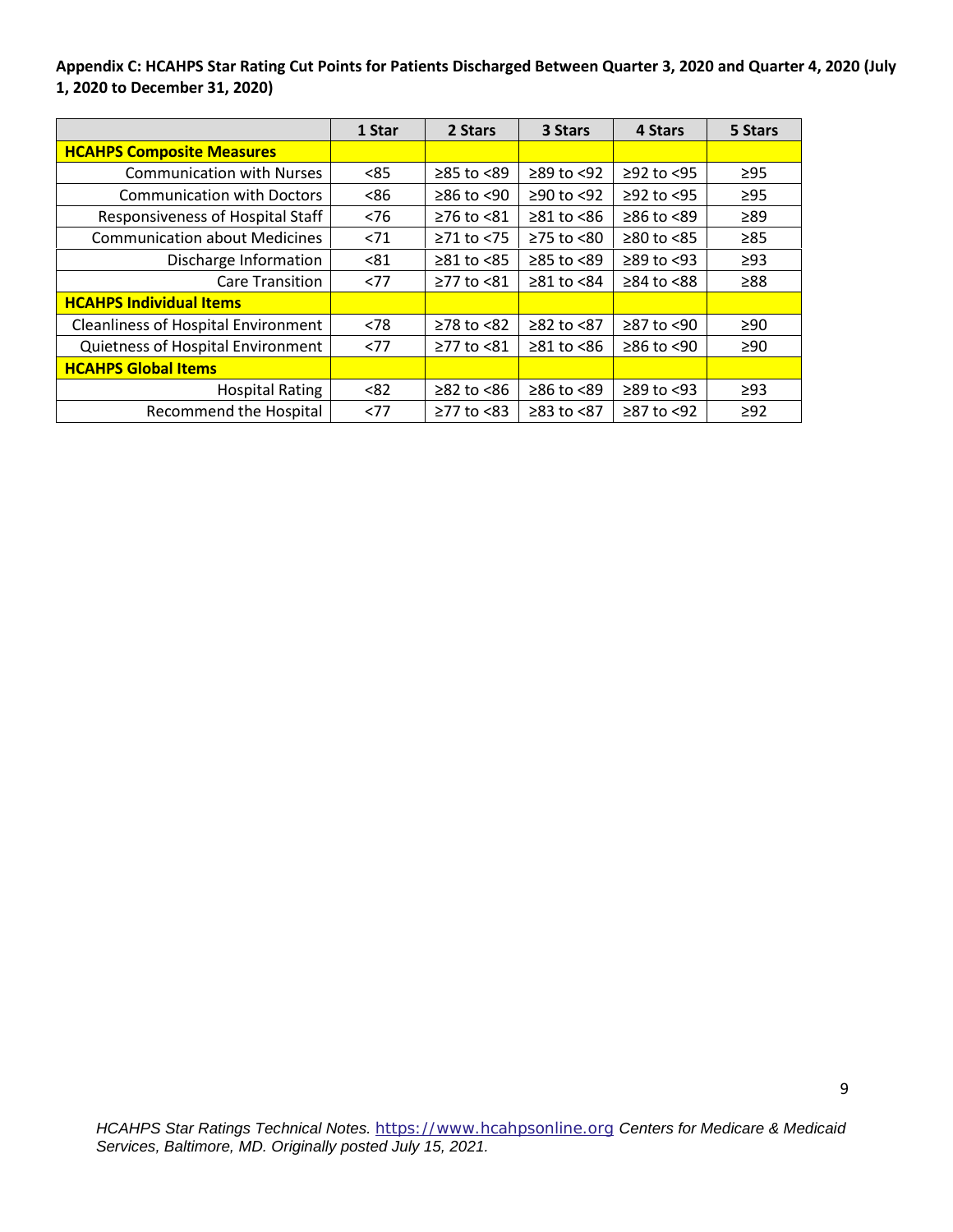**Appendix C: HCAHPS Star Rating Cut Points for Patients Discharged Between Quarter 3, 2020 and Quarter 4, 2020 (July 1, 2020 to December 31, 2020)**

| | 1 Star | 2 Stars | 3 Stars | 4 Stars | 5 Stars |
|---|---|---|---|---|---|
| **HCAHPS Composite Measures** | | | | | |
| Communication with Nurses | <85 | ≥85 to <89 | ≥89 to <92 | ≥92 to <95 | ≥95 |
| Communication with Doctors | <86 | ≥86 to <90 | ≥90 to <92 | ≥92 to <95 | ≥95 |
| Responsiveness of Hospital Staff | <76 | ≥76 to <81 | ≥81 to <86 | ≥86 to <89 | ≥89 |
| Communication about Medicines | <71 | ≥71 to <75 | ≥75 to <80 | ≥80 to <85 | ≥85 |
| Discharge Information | <81 | ≥81 to <85 | ≥85 to <89 | ≥89 to <93 | ≥93 |
| Care Transition | <77 | ≥77 to <81 | ≥81 to <84 | ≥84 to <88 | ≥88 |
| **HCAHPS Individual Items** | | | | | |
| Cleanliness of Hospital Environment | <78 | ≥78 to <82 | ≥82 to <87 | ≥87 to <90 | ≥90 |
| Quietness of Hospital Environment | <77 | ≥77 to <81 | ≥81 to <86 | ≥86 to <90 | ≥90 |
| **HCAHPS Global Items** | | | | | |
| Hospital Rating | <82 | ≥82 to <86 | ≥86 to <89 | ≥89 to <93 | ≥93 |
| Recommend the Hospital | <77 | ≥77 to <83 | ≥83 to <87 | ≥87 to <92 | ≥92 |

*HCAHPS Star Ratings Technical Notes.* https://www.hcahpsonline.org *Centers for Medicare & Medicaid Services, Baltimore, MD. Originally posted July 15, 2021.*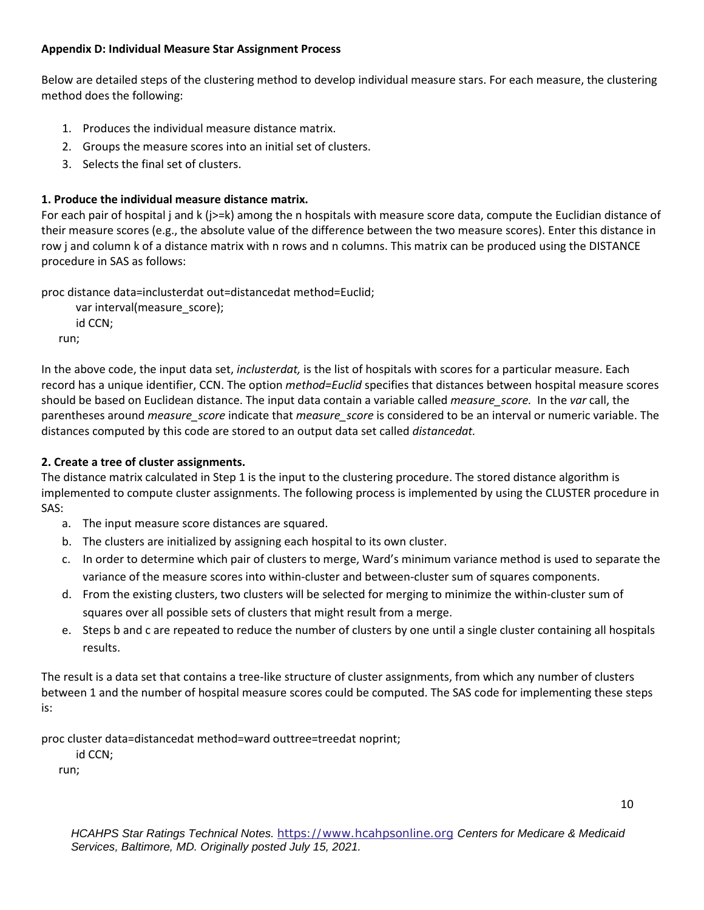**Appendix D: Individual Measure Star Assignment Process**

Below are detailed steps of the clustering method to develop individual measure stars. For each measure, the clustering method does the following:

1. Produces the individual measure distance matrix.
2. Groups the measure scores into an initial set of clusters.
3. Selects the final set of clusters.

**1. Produce the individual measure distance matrix.**

For each pair of hospital j and k (j>=k) among the n hospitals with measure score data, compute the Euclidian distance of their measure scores (e.g., the absolute value of the difference between the two measure scores). Enter this distance in row j and column k of a distance matrix with n rows and n columns. This matrix can be produced using the DISTANCE procedure in SAS as follows:

```
proc distance data=inclusterdat out=distancedat method=Euclid;
    var interval(measure_score);
    id CCN;
run;
```

In the above code, the input data set, *inclusterdat,* is the list of hospitals with scores for a particular measure. Each record has a unique identifier, CCN. The option *method=Euclid* specifies that distances between hospital measure scores should be based on Euclidean distance. The input data contain a variable called *measure_score.* In the *var* call, the parentheses around *measure_score* indicate that *measure_score* is considered to be an interval or numeric variable. The distances computed by this code are stored to an output data set called *distancedat.*

**2. Create a tree of cluster assignments.**

The distance matrix calculated in Step 1 is the input to the clustering procedure. The stored distance algorithm is implemented to compute cluster assignments. The following process is implemented by using the CLUSTER procedure in SAS:

a. The input measure score distances are squared.
b. The clusters are initialized by assigning each hospital to its own cluster.
c. In order to determine which pair of clusters to merge, Ward's minimum variance method is used to separate the variance of the measure scores into within-cluster and between-cluster sum of squares components.
d. From the existing clusters, two clusters will be selected for merging to minimize the within-cluster sum of squares over all possible sets of clusters that might result from a merge.
e. Steps b and c are repeated to reduce the number of clusters by one until a single cluster containing all hospitals results.

The result is a data set that contains a tree-like structure of cluster assignments, from which any number of clusters between 1 and the number of hospital measure scores could be computed. The SAS code for implementing these steps is:

```
proc cluster data=distancedat method=ward outtree=treedat noprint;
    id CCN;
run;
```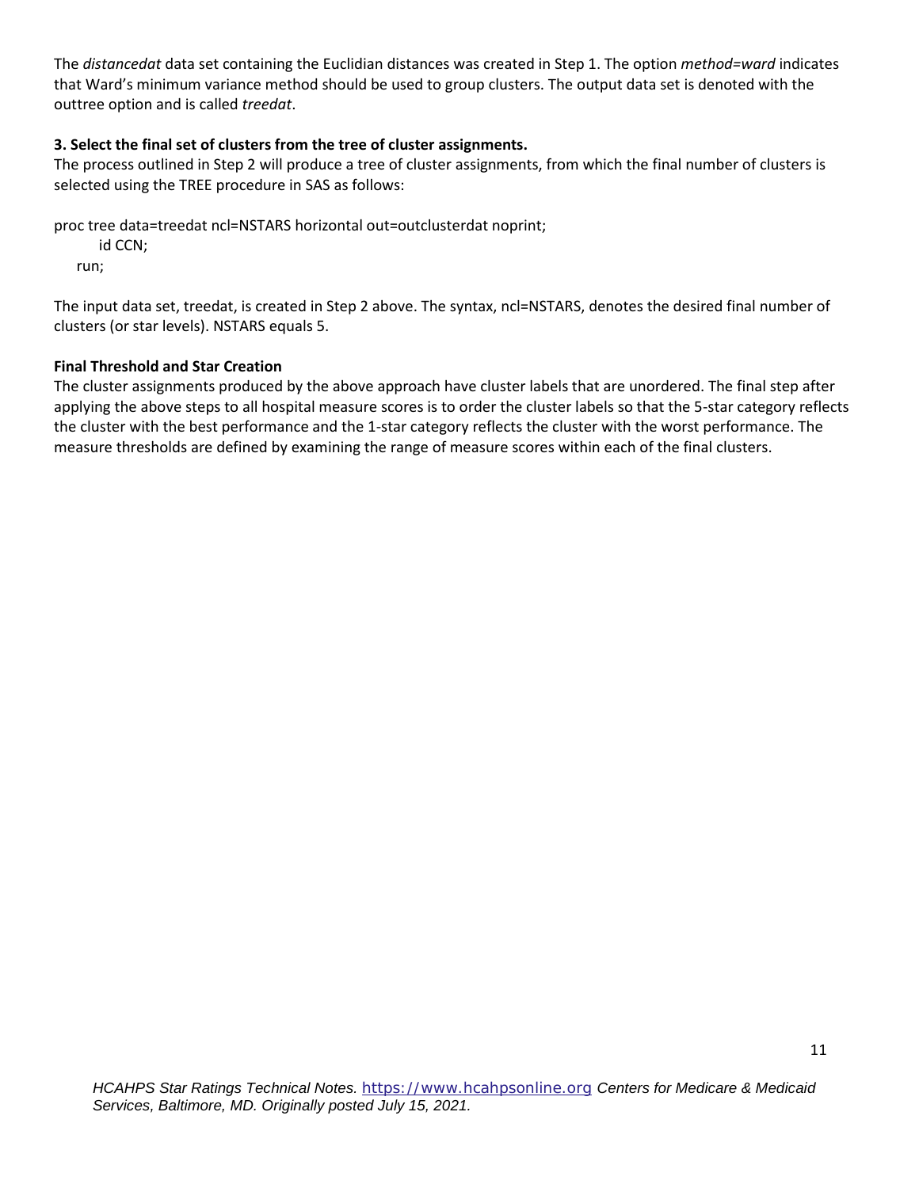The *distancedat* data set containing the Euclidian distances was created in Step 1. The option *method=ward* indicates that Ward's minimum variance method should be used to group clusters. The output data set is denoted with the outtree option and is called *treedat*.

**3. Select the final set of clusters from the tree of cluster assignments.**

The process outlined in Step 2 will produce a tree of cluster assignments, from which the final number of clusters is selected using the TREE procedure in SAS as follows:

```
proc tree data=treedat ncl=NSTARS horizontal out=outclusterdat noprint;
      id CCN;
   run;
```

The input data set, treedat, is created in Step 2 above. The syntax, ncl=NSTARS, denotes the desired final number of clusters (or star levels). NSTARS equals 5.

**Final Threshold and Star Creation**

The cluster assignments produced by the above approach have cluster labels that are unordered. The final step after applying the above steps to all hospital measure scores is to order the cluster labels so that the 5-star category reflects the cluster with the best performance and the 1-star category reflects the cluster with the worst performance. The measure thresholds are defined by examining the range of measure scores within each of the final clusters.

*HCAHPS Star Ratings Technical Notes.* https://www.hcahpsonline.org *Centers for Medicare & Medicaid Services, Baltimore, MD. Originally posted July 15, 2021.*